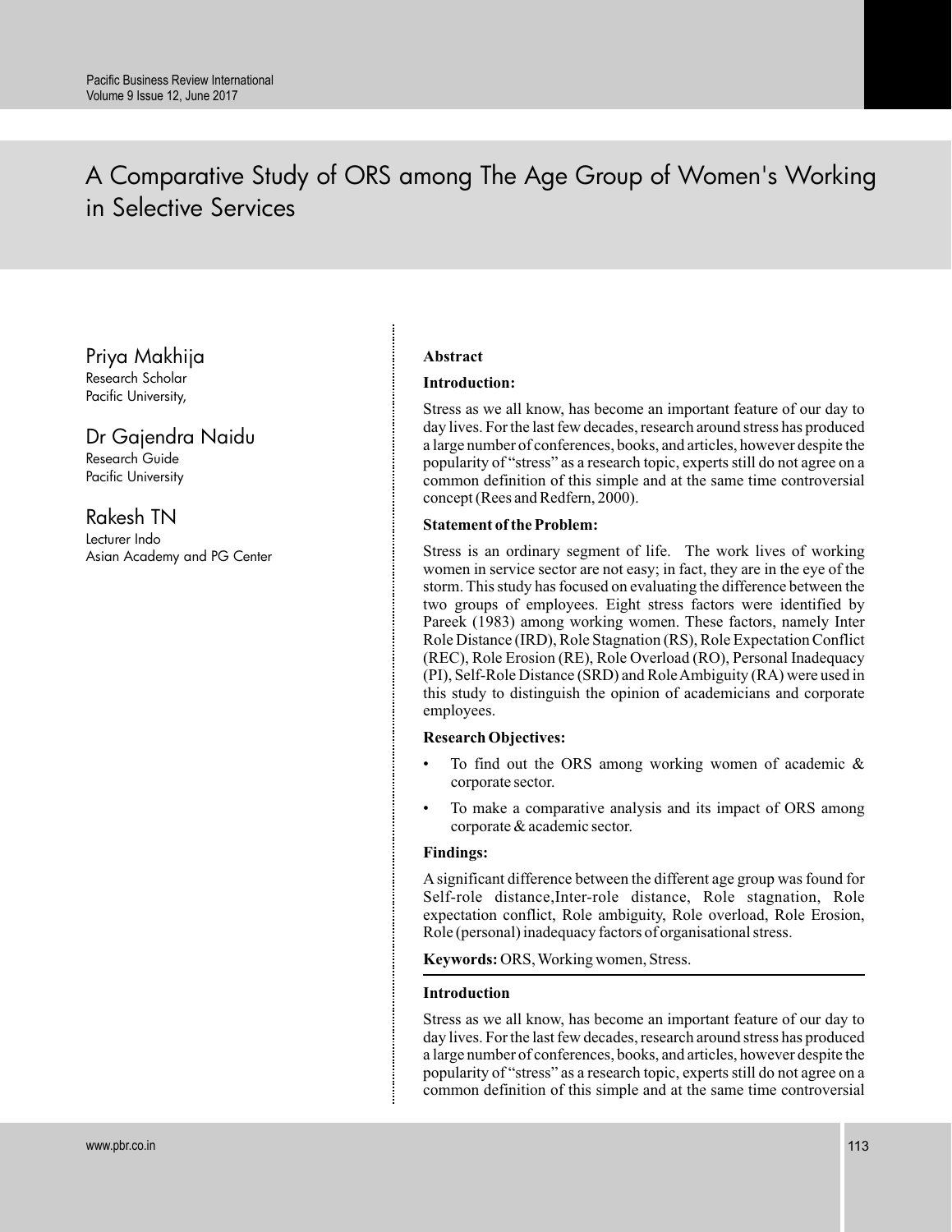# A Comparative Study of ORS among The Age Group of Women's Working in Selective Services

**Priya Makhija**
Research Scholar
Pacific University,

**Dr Gajendra Naidu**
Research Guide
Pacific University

**Rakesh TN**
Lecturer Indo
Asian Academy and PG Center

## Abstract

### Introduction:

Stress as we all know, has become an important feature of our day to day lives. For the last few decades, research around stress has produced a large number of conferences, books, and articles, however despite the popularity of "stress" as a research topic, experts still do not agree on a common definition of this simple and at the same time controversial concept (Rees and Redfern, 2000).

### Statement of the Problem:

Stress is an ordinary segment of life. The work lives of working women in service sector are not easy; in fact, they are in the eye of the storm. This study has focused on evaluating the difference between the two groups of employees. Eight stress factors were identified by Pareek (1983) among working women. These factors, namely Inter Role Distance (IRD), Role Stagnation (RS), Role Expectation Conflict (REC), Role Erosion (RE), Role Overload (RO), Personal Inadequacy (PI), Self-Role Distance (SRD) and Role Ambiguity (RA) were used in this study to distinguish the opinion of academicians and corporate employees.

### Research Objectives:

- To find out the ORS among working women of academic & corporate sector.
- To make a comparative analysis and its impact of ORS among corporate & academic sector.

### Findings:

A significant difference between the different age group was found for Self-role distance,Inter-role distance, Role stagnation, Role expectation conflict, Role ambiguity, Role overload, Role Erosion, Role (personal) inadequacy factors of organisational stress.

**Keywords:** ORS, Working women, Stress.

## Introduction

Stress as we all know, has become an important feature of our day to day lives. For the last few decades, research around stress has produced a large number of conferences, books, and articles, however despite the popularity of "stress" as a research topic, experts still do not agree on a common definition of this simple and at the same time controversial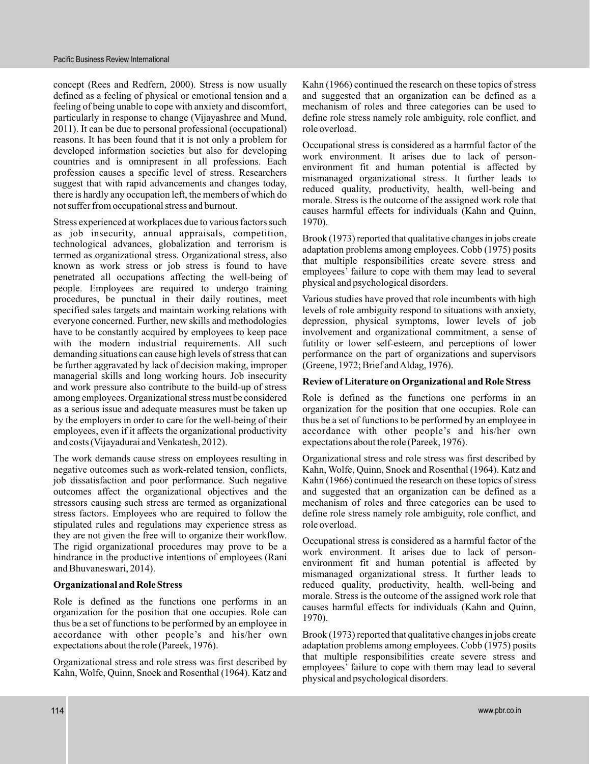concept (Rees and Redfern, 2000). Stress is now usually defined as a feeling of physical or emotional tension and a feeling of being unable to cope with anxiety and discomfort, particularly in response to change (Vijayashree and Mund, 2011). It can be due to personal professional (occupational) reasons. It has been found that it is not only a problem for developed information societies but also for developing countries and is omnipresent in all professions. Each profession causes a specific level of stress. Researchers suggest that with rapid advancements and changes today, there is hardly any occupation left, the members of which do not suffer from occupational stress and burnout.

Stress experienced at workplaces due to various factors such as job insecurity, annual appraisals, competition, technological advances, globalization and terrorism is termed as organizational stress. Organizational stress, also known as work stress or job stress is found to have penetrated all occupations affecting the well-being of people. Employees are required to undergo training procedures, be punctual in their daily routines, meet specified sales targets and maintain working relations with everyone concerned. Further, new skills and methodologies have to be constantly acquired by employees to keep pace with the modern industrial requirements. All such demanding situations can cause high levels of stress that can be further aggravated by lack of decision making, improper managerial skills and long working hours. Job insecurity and work pressure also contribute to the build-up of stress among employees. Organizational stress must be considered as a serious issue and adequate measures must be taken up by the employers in order to care for the well-being of their employees, even if it affects the organizational productivity and costs (Vijayadurai and Venkatesh, 2012).

The work demands cause stress on employees resulting in negative outcomes such as work-related tension, conflicts, job dissatisfaction and poor performance. Such negative outcomes affect the organizational objectives and the stressors causing such stress are termed as organizational stress factors. Employees who are required to follow the stipulated rules and regulations may experience stress as they are not given the free will to organize their workflow. The rigid organizational procedures may prove to be a hindrance in the productive intentions of employees (Rani and Bhuvaneswari, 2014).

**Organizational and Role Stress**

Role is defined as the functions one performs in an organization for the position that one occupies. Role can thus be a set of functions to be performed by an employee in accordance with other people's and his/her own expectations about the role (Pareek, 1976).

Organizational stress and role stress was first described by Kahn, Wolfe, Quinn, Snoek and Rosenthal (1964). Katz and Kahn (1966) continued the research on these topics of stress and suggested that an organization can be defined as a mechanism of roles and three categories can be used to define role stress namely role ambiguity, role conflict, and role overload.

Occupational stress is considered as a harmful factor of the work environment. It arises due to lack of person-environment fit and human potential is affected by mismanaged organizational stress. It further leads to reduced quality, productivity, health, well-being and morale. Stress is the outcome of the assigned work role that causes harmful effects for individuals (Kahn and Quinn, 1970).

Brook (1973) reported that qualitative changes in jobs create adaptation problems among employees. Cobb (1975) posits that multiple responsibilities create severe stress and employees' failure to cope with them may lead to several physical and psychological disorders.

Various studies have proved that role incumbents with high levels of role ambiguity respond to situations with anxiety, depression, physical symptoms, lower levels of job involvement and organizational commitment, a sense of futility or lower self-esteem, and perceptions of lower performance on the part of organizations and supervisors (Greene, 1972; Brief and Aldag, 1976).

**Review of Literature on Organizational and Role Stress**

Role is defined as the functions one performs in an organization for the position that one occupies. Role can thus be a set of functions to be performed by an employee in accordance with other people's and his/her own expectations about the role (Pareek, 1976).

Organizational stress and role stress was first described by Kahn, Wolfe, Quinn, Snoek and Rosenthal (1964). Katz and Kahn (1966) continued the research on these topics of stress and suggested that an organization can be defined as a mechanism of roles and three categories can be used to define role stress namely role ambiguity, role conflict, and role overload.

Occupational stress is considered as a harmful factor of the work environment. It arises due to lack of person-environment fit and human potential is affected by mismanaged organizational stress. It further leads to reduced quality, productivity, health, well-being and morale. Stress is the outcome of the assigned work role that causes harmful effects for individuals (Kahn and Quinn, 1970).

Brook (1973) reported that qualitative changes in jobs create adaptation problems among employees. Cobb (1975) posits that multiple responsibilities create severe stress and employees' failure to cope with them may lead to several physical and psychological disorders.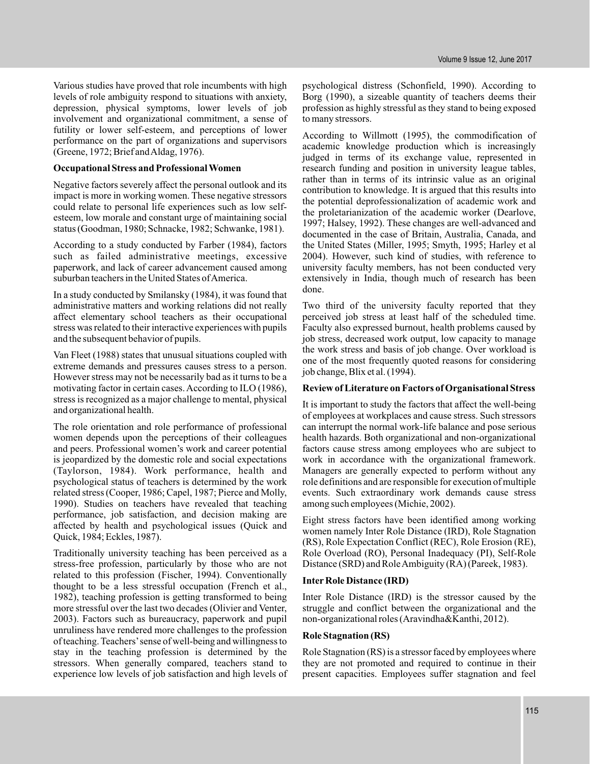Various studies have proved that role incumbents with high levels of role ambiguity respond to situations with anxiety, depression, physical symptoms, lower levels of job involvement and organizational commitment, a sense of futility or lower self-esteem, and perceptions of lower performance on the part of organizations and supervisors (Greene, 1972; Brief and Aldag, 1976).

**Occupational Stress and Professional Women**

Negative factors severely affect the personal outlook and its impact is more in working women. These negative stressors could relate to personal life experiences such as low self-esteem, low morale and constant urge of maintaining social status (Goodman, 1980; Schnacke, 1982; Schwanke, 1981).

According to a study conducted by Farber (1984), factors such as failed administrative meetings, excessive paperwork, and lack of career advancement caused among suburban teachers in the United States of America.

In a study conducted by Smilansky (1984), it was found that administrative matters and working relations did not really affect elementary school teachers as their occupational stress was related to their interactive experiences with pupils and the subsequent behavior of pupils.

Van Fleet (1988) states that unusual situations coupled with extreme demands and pressures causes stress to a person. However stress may not be necessarily bad as it turns to be a motivating factor in certain cases. According to ILO (1986), stress is recognized as a major challenge to mental, physical and organizational health.

The role orientation and role performance of professional women depends upon the perceptions of their colleagues and peers. Professional women's work and career potential is jeopardized by the domestic role and social expectations (Taylorson, 1984). Work performance, health and psychological status of teachers is determined by the work related stress (Cooper, 1986; Capel, 1987; Pierce and Molly, 1990). Studies on teachers have revealed that teaching performance, job satisfaction, and decision making are affected by health and psychological issues (Quick and Quick, 1984; Eckles, 1987).

Traditionally university teaching has been perceived as a stress-free profession, particularly by those who are not related to this profession (Fischer, 1994). Conventionally thought to be a less stressful occupation (French et al., 1982), teaching profession is getting transformed to being more stressful over the last two decades (Olivier and Venter, 2003). Factors such as bureaucracy, paperwork and pupil unruliness have rendered more challenges to the profession of teaching. Teachers' sense of well-being and willingness to stay in the teaching profession is determined by the stressors. When generally compared, teachers stand to experience low levels of job satisfaction and high levels of psychological distress (Schonfield, 1990). According to Borg (1990), a sizeable quantity of teachers deems their profession as highly stressful as they stand to being exposed to many stressors.

According to Willmott (1995), the commodification of academic knowledge production which is increasingly judged in terms of its exchange value, represented in research funding and position in university league tables, rather than in terms of its intrinsic value as an original contribution to knowledge. It is argued that this results into the potential deprofessionalization of academic work and the proletarianization of the academic worker (Dearlove, 1997; Halsey, 1992). These changes are well-advanced and documented in the case of Britain, Australia, Canada, and the United States (Miller, 1995; Smyth, 1995; Harley et al 2004). However, such kind of studies, with reference to university faculty members, has not been conducted very extensively in India, though much of research has been done.

Two third of the university faculty reported that they perceived job stress at least half of the scheduled time. Faculty also expressed burnout, health problems caused by job stress, decreased work output, low capacity to manage the work stress and basis of job change. Over workload is one of the most frequently quoted reasons for considering job change, Blix et al. (1994).

**Review of Literature on Factors of Organisational Stress**

It is important to study the factors that affect the well-being of employees at workplaces and cause stress. Such stressors can interrupt the normal work-life balance and pose serious health hazards. Both organizational and non-organizational factors cause stress among employees who are subject to work in accordance with the organizational framework. Managers are generally expected to perform without any role definitions and are responsible for execution of multiple events. Such extraordinary work demands cause stress among such employees (Michie, 2002).

Eight stress factors have been identified among working women namely Inter Role Distance (IRD), Role Stagnation (RS), Role Expectation Conflict (REC), Role Erosion (RE), Role Overload (RO), Personal Inadequacy (PI), Self-Role Distance (SRD) and Role Ambiguity (RA) (Pareek, 1983).

**Inter Role Distance (IRD)**

Inter Role Distance (IRD) is the stressor caused by the struggle and conflict between the organizational and the non-organizational roles (Aravindha&Kanthi, 2012).

**Role Stagnation (RS)**

Role Stagnation (RS) is a stressor faced by employees where they are not promoted and required to continue in their present capacities. Employees suffer stagnation and feel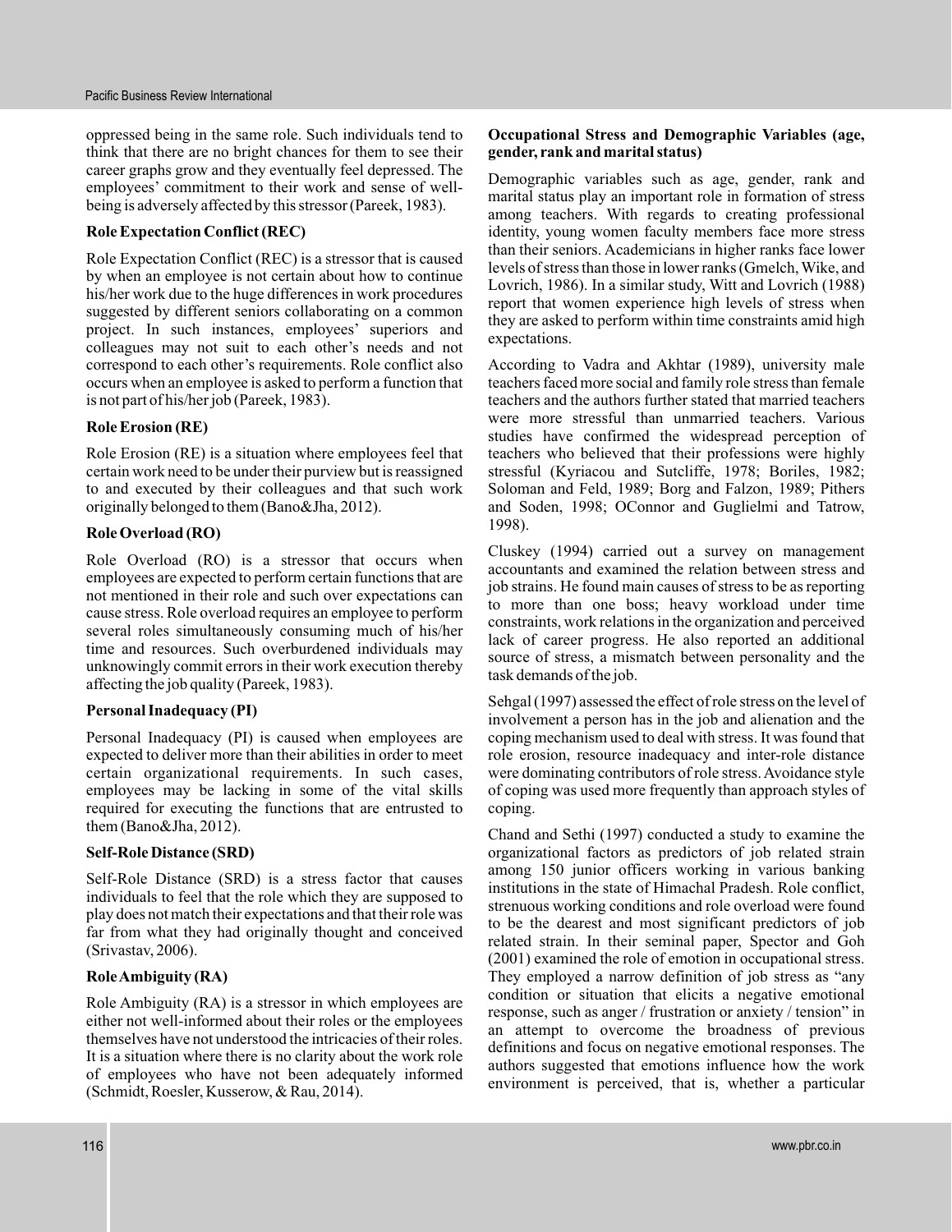oppressed being in the same role. Such individuals tend to think that there are no bright chances for them to see their career graphs grow and they eventually feel depressed. The employees' commitment to their work and sense of well-being is adversely affected by this stressor (Pareek, 1983).

**Role Expectation Conflict (REC)**

Role Expectation Conflict (REC) is a stressor that is caused by when an employee is not certain about how to continue his/her work due to the huge differences in work procedures suggested by different seniors collaborating on a common project. In such instances, employees' superiors and colleagues may not suit to each other's needs and not correspond to each other's requirements. Role conflict also occurs when an employee is asked to perform a function that is not part of his/her job (Pareek, 1983).

**Role Erosion (RE)**

Role Erosion (RE) is a situation where employees feel that certain work need to be under their purview but is reassigned to and executed by their colleagues and that such work originally belonged to them (Bano&Jha, 2012).

**Role Overload (RO)**

Role Overload (RO) is a stressor that occurs when employees are expected to perform certain functions that are not mentioned in their role and such over expectations can cause stress. Role overload requires an employee to perform several roles simultaneously consuming much of his/her time and resources. Such overburdened individuals may unknowingly commit errors in their work execution thereby affecting the job quality (Pareek, 1983).

**Personal Inadequacy (PI)**

Personal Inadequacy (PI) is caused when employees are expected to deliver more than their abilities in order to meet certain organizational requirements. In such cases, employees may be lacking in some of the vital skills required for executing the functions that are entrusted to them (Bano&Jha, 2012).

**Self-Role Distance (SRD)**

Self-Role Distance (SRD) is a stress factor that causes individuals to feel that the role which they are supposed to play does not match their expectations and that their role was far from what they had originally thought and conceived (Srivastav, 2006).

**Role Ambiguity (RA)**

Role Ambiguity (RA) is a stressor in which employees are either not well-informed about their roles or the employees themselves have not understood the intricacies of their roles. It is a situation where there is no clarity about the work role of employees who have not been adequately informed (Schmidt, Roesler, Kusserow, & Rau, 2014).

**Occupational Stress and Demographic Variables (age, gender, rank and marital status)**

Demographic variables such as age, gender, rank and marital status play an important role in formation of stress among teachers. With regards to creating professional identity, young women faculty members face more stress than their seniors. Academicians in higher ranks face lower levels of stress than those in lower ranks (Gmelch, Wike, and Lovrich, 1986). In a similar study, Witt and Lovrich (1988) report that women experience high levels of stress when they are asked to perform within time constraints amid high expectations.

According to Vadra and Akhtar (1989), university male teachers faced more social and family role stress than female teachers and the authors further stated that married teachers were more stressful than unmarried teachers. Various studies have confirmed the widespread perception of teachers who believed that their professions were highly stressful (Kyriacou and Sutcliffe, 1978; Boriles, 1982; Soloman and Feld, 1989; Borg and Falzon, 1989; Pithers and Soden, 1998; OConnor and Guglielmi and Tatrow, 1998).

Cluskey (1994) carried out a survey on management accountants and examined the relation between stress and job strains. He found main causes of stress to be as reporting to more than one boss; heavy workload under time constraints, work relations in the organization and perceived lack of career progress. He also reported an additional source of stress, a mismatch between personality and the task demands of the job.

Sehgal (1997) assessed the effect of role stress on the level of involvement a person has in the job and alienation and the coping mechanism used to deal with stress. It was found that role erosion, resource inadequacy and inter-role distance were dominating contributors of role stress. Avoidance style of coping was used more frequently than approach styles of coping.

Chand and Sethi (1997) conducted a study to examine the organizational factors as predictors of job related strain among 150 junior officers working in various banking institutions in the state of Himachal Pradesh. Role conflict, strenuous working conditions and role overload were found to be the dearest and most significant predictors of job related strain. In their seminal paper, Spector and Goh (2001) examined the role of emotion in occupational stress. They employed a narrow definition of job stress as "any condition or situation that elicits a negative emotional response, such as anger / frustration or anxiety / tension" in an attempt to overcome the broadness of previous definitions and focus on negative emotional responses. The authors suggested that emotions influence how the work environment is perceived, that is, whether a particular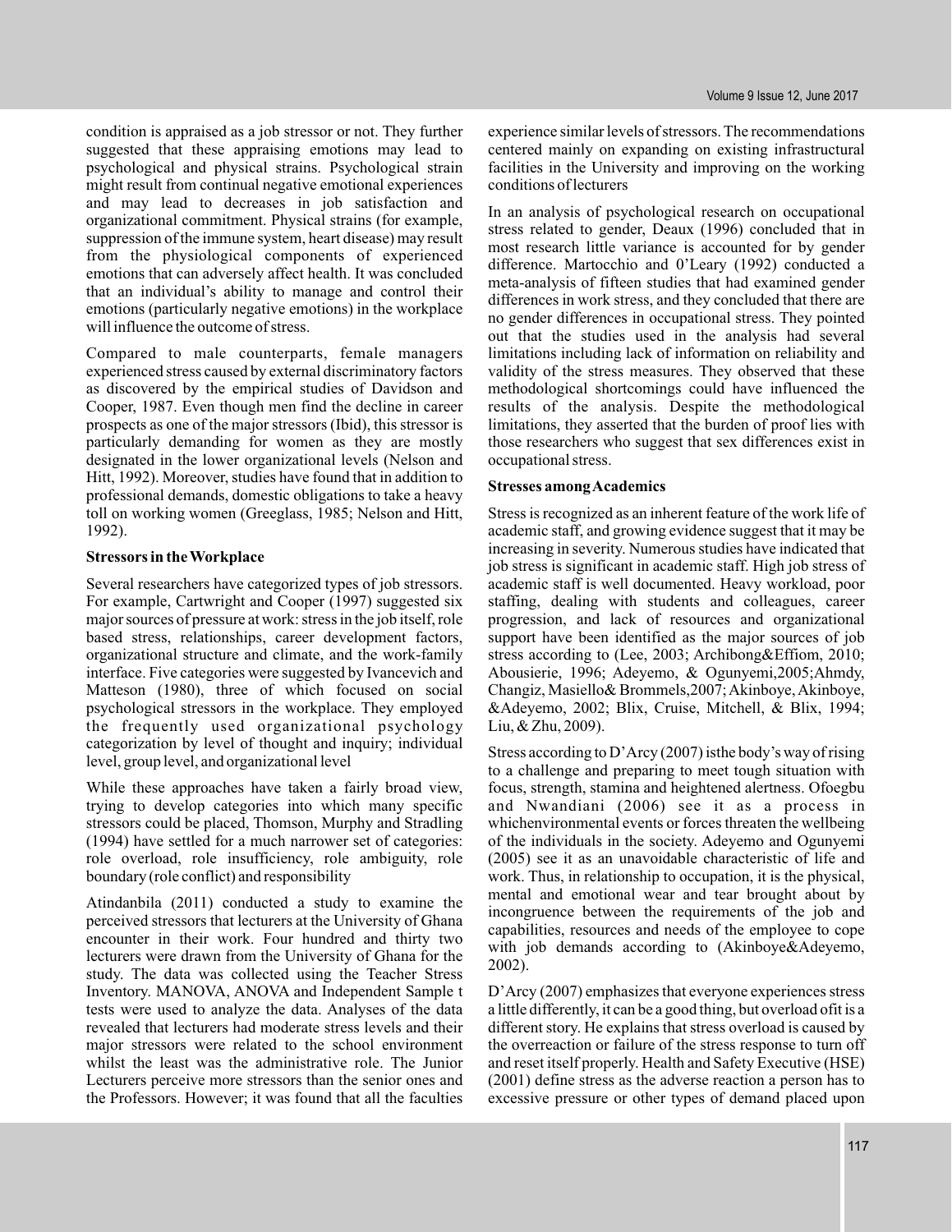condition is appraised as a job stressor or not. They further suggested that these appraising emotions may lead to psychological and physical strains. Psychological strain might result from continual negative emotional experiences and may lead to decreases in job satisfaction and organizational commitment. Physical strains (for example, suppression of the immune system, heart disease) may result from the physiological components of experienced emotions that can adversely affect health. It was concluded that an individual's ability to manage and control their emotions (particularly negative emotions) in the workplace will influence the outcome of stress.

Compared to male counterparts, female managers experienced stress caused by external discriminatory factors as discovered by the empirical studies of Davidson and Cooper, 1987. Even though men find the decline in career prospects as one of the major stressors (Ibid), this stressor is particularly demanding for women as they are mostly designated in the lower organizational levels (Nelson and Hitt, 1992). Moreover, studies have found that in addition to professional demands, domestic obligations to take a heavy toll on working women (Greeglass, 1985; Nelson and Hitt, 1992).

**Stressors in the Workplace**

Several researchers have categorized types of job stressors. For example, Cartwright and Cooper (1997) suggested six major sources of pressure at work: stress in the job itself, role based stress, relationships, career development factors, organizational structure and climate, and the work-family interface. Five categories were suggested by Ivancevich and Matteson (1980), three of which focused on social psychological stressors in the workplace. They employed the frequently used organizational psychology categorization by level of thought and inquiry; individual level, group level, and organizational level

While these approaches have taken a fairly broad view, trying to develop categories into which many specific stressors could be placed, Thomson, Murphy and Stradling (1994) have settled for a much narrower set of categories: role overload, role insufficiency, role ambiguity, role boundary (role conflict) and responsibility

Atindanbila (2011) conducted a study to examine the perceived stressors that lecturers at the University of Ghana encounter in their work. Four hundred and thirty two lecturers were drawn from the University of Ghana for the study. The data was collected using the Teacher Stress Inventory. MANOVA, ANOVA and Independent Sample t tests were used to analyze the data. Analyses of the data revealed that lecturers had moderate stress levels and their major stressors were related to the school environment whilst the least was the administrative role. The Junior Lecturers perceive more stressors than the senior ones and the Professors. However; it was found that all the faculties experience similar levels of stressors. The recommendations centered mainly on expanding on existing infrastructural facilities in the University and improving on the working conditions of lecturers

In an analysis of psychological research on occupational stress related to gender, Deaux (1996) concluded that in most research little variance is accounted for by gender difference. Martocchio and 0'Leary (1992) conducted a meta-analysis of fifteen studies that had examined gender differences in work stress, and they concluded that there are no gender differences in occupational stress. They pointed out that the studies used in the analysis had several limitations including lack of information on reliability and validity of the stress measures. They observed that these methodological shortcomings could have influenced the results of the analysis. Despite the methodological limitations, they asserted that the burden of proof lies with those researchers who suggest that sex differences exist in occupational stress.

**Stresses among Academics**

Stress is recognized as an inherent feature of the work life of academic staff, and growing evidence suggest that it may be increasing in severity. Numerous studies have indicated that job stress is significant in academic staff. High job stress of academic staff is well documented. Heavy workload, poor staffing, dealing with students and colleagues, career progression, and lack of resources and organizational support have been identified as the major sources of job stress according to (Lee, 2003; Archibong&Effiom, 2010; Abousierie, 1996; Adeyemo, & Ogunyemi,2005;Ahmdy, Changiz, Masiello& Brommels,2007;Akinboye, Akinboye, &Adeyemo, 2002; Blix, Cruise, Mitchell, & Blix, 1994; Liu, & Zhu, 2009).

Stress according to D'Arcy (2007) isthe body's way of rising to a challenge and preparing to meet tough situation with focus, strength, stamina and heightened alertness. Ofoegbu and Nwandiani (2006) see it as a process in whichenvironmental events or forces threaten the wellbeing of the individuals in the society. Adeyemo and Ogunyemi (2005) see it as an unavoidable characteristic of life and work. Thus, in relationship to occupation, it is the physical, mental and emotional wear and tear brought about by incongruence between the requirements of the job and capabilities, resources and needs of the employee to cope with job demands according to (Akinboye&Adeyemo, 2002).

D'Arcy (2007) emphasizes that everyone experiences stress a little differently, it can be a good thing, but overload ofit is a different story. He explains that stress overload is caused by the overreaction or failure of the stress response to turn off and reset itself properly. Health and Safety Executive (HSE) (2001) define stress as the adverse reaction a person has to excessive pressure or other types of demand placed upon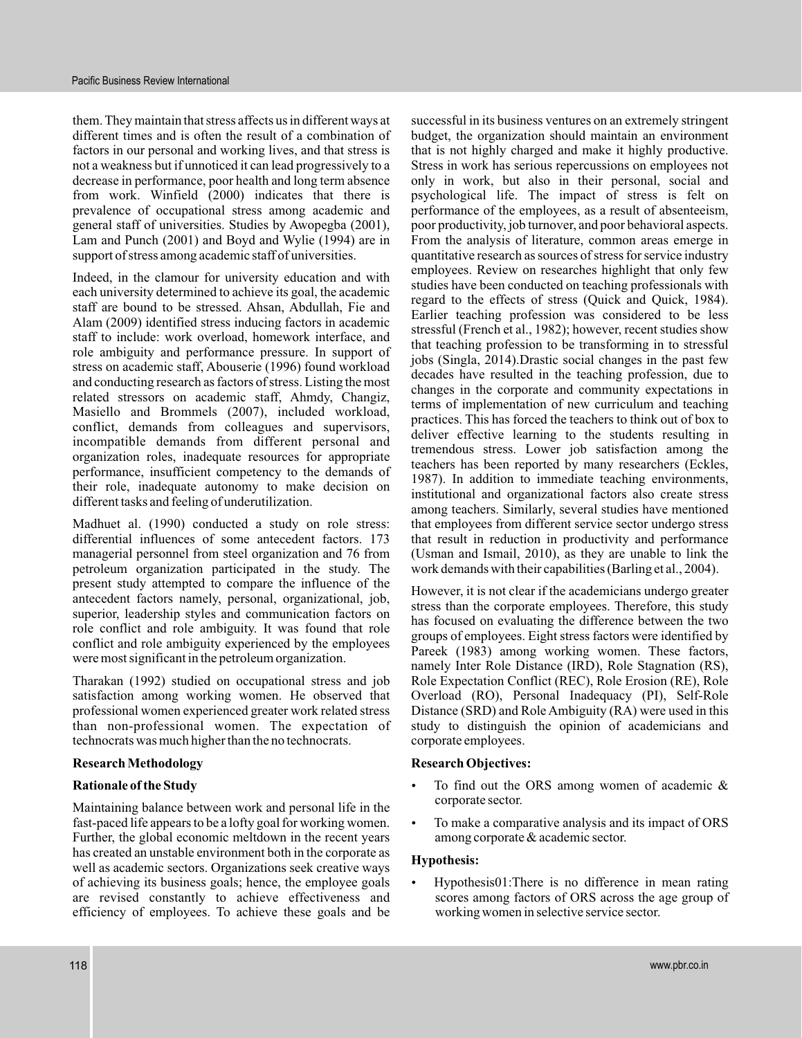them. They maintain that stress affects us in different ways at different times and is often the result of a combination of factors in our personal and working lives, and that stress is not a weakness but if unnoticed it can lead progressively to a decrease in performance, poor health and long term absence from work. Winfield (2000) indicates that there is prevalence of occupational stress among academic and general staff of universities. Studies by Awopegba (2001), Lam and Punch (2001) and Boyd and Wylie (1994) are in support of stress among academic staff of universities.

Indeed, in the clamour for university education and with each university determined to achieve its goal, the academic staff are bound to be stressed. Ahsan, Abdullah, Fie and Alam (2009) identified stress inducing factors in academic staff to include: work overload, homework interface, and role ambiguity and performance pressure. In support of stress on academic staff, Abouserie (1996) found workload and conducting research as factors of stress. Listing the most related stressors on academic staff, Ahmdy, Changiz, Masiello and Brommels (2007), included workload, conflict, demands from colleagues and supervisors, incompatible demands from different personal and organization roles, inadequate resources for appropriate performance, insufficient competency to the demands of their role, inadequate autonomy to make decision on different tasks and feeling of underutilization.

Madhuet al. (1990) conducted a study on role stress: differential influences of some antecedent factors. 173 managerial personnel from steel organization and 76 from petroleum organization participated in the study. The present study attempted to compare the influence of the antecedent factors namely, personal, organizational, job, superior, leadership styles and communication factors on role conflict and role ambiguity. It was found that role conflict and role ambiguity experienced by the employees were most significant in the petroleum organization.

Tharakan (1992) studied on occupational stress and job satisfaction among working women. He observed that professional women experienced greater work related stress than non-professional women. The expectation of technocrats was much higher than the no technocrats.

**Research Methodology**

**Rationale of the Study**

Maintaining balance between work and personal life in the fast-paced life appears to be a lofty goal for working women. Further, the global economic meltdown in the recent years has created an unstable environment both in the corporate as well as academic sectors. Organizations seek creative ways of achieving its business goals; hence, the employee goals are revised constantly to achieve effectiveness and efficiency of employees. To achieve these goals and be successful in its business ventures on an extremely stringent budget, the organization should maintain an environment that is not highly charged and make it highly productive. Stress in work has serious repercussions on employees not only in work, but also in their personal, social and psychological life. The impact of stress is felt on performance of the employees, as a result of absenteeism, poor productivity, job turnover, and poor behavioral aspects. From the analysis of literature, common areas emerge in quantitative research as sources of stress for service industry employees. Review on researches highlight that only few studies have been conducted on teaching professionals with regard to the effects of stress (Quick and Quick, 1984). Earlier teaching profession was considered to be less stressful (French et al., 1982); however, recent studies show that teaching profession to be transforming in to stressful jobs (Singla, 2014).Drastic social changes in the past few decades have resulted in the teaching profession, due to changes in the corporate and community expectations in terms of implementation of new curriculum and teaching practices. This has forced the teachers to think out of box to deliver effective learning to the students resulting in tremendous stress. Lower job satisfaction among the teachers has been reported by many researchers (Eckles, 1987). In addition to immediate teaching environments, institutional and organizational factors also create stress among teachers. Similarly, several studies have mentioned that employees from different service sector undergo stress that result in reduction in productivity and performance (Usman and Ismail, 2010), as they are unable to link the work demands with their capabilities (Barling et al., 2004).

However, it is not clear if the academicians undergo greater stress than the corporate employees. Therefore, this study has focused on evaluating the difference between the two groups of employees. Eight stress factors were identified by Pareek (1983) among working women. These factors, namely Inter Role Distance (IRD), Role Stagnation (RS), Role Expectation Conflict (REC), Role Erosion (RE), Role Overload (RO), Personal Inadequacy (PI), Self-Role Distance (SRD) and Role Ambiguity (RA) were used in this study to distinguish the opinion of academicians and corporate employees.

**Research Objectives:**

- To find out the ORS among women of academic & corporate sector.
- To make a comparative analysis and its impact of ORS among corporate & academic sector.

**Hypothesis:**

- Hypothesis01:There is no difference in mean rating scores among factors of ORS across the age group of working women in selective service sector.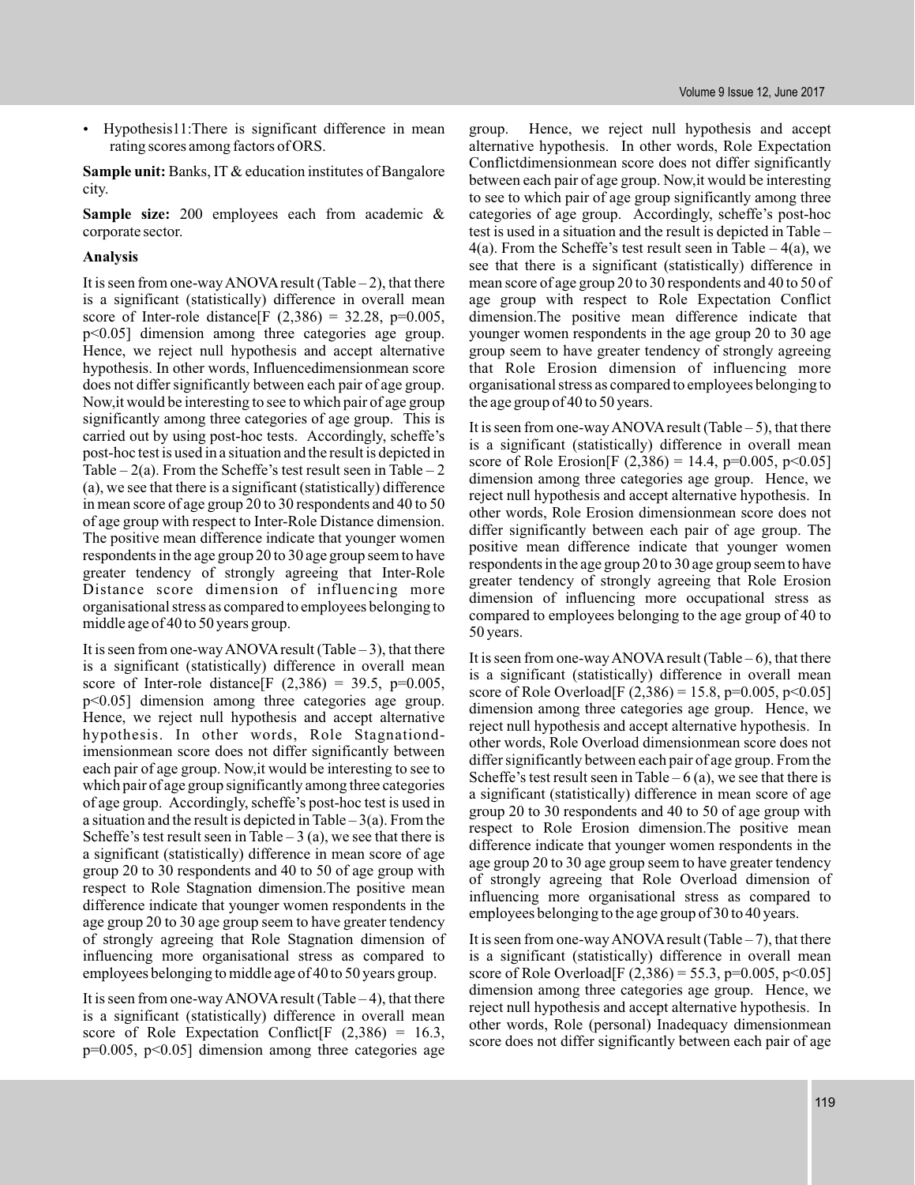- Hypothesis11:There is significant difference in mean rating scores among factors of ORS.

**Sample unit:** Banks, IT & education institutes of Bangalore city.

**Sample size:** 200 employees each from academic & corporate sector.

**Analysis**

It is seen from one-way ANOVA result (Table – 2), that there is a significant (statistically) difference in overall mean score of Inter-role distance[$F\ (2,386) = 32.28$, $p=0.005$, $p<0.05$] dimension among three categories age group. Hence, we reject null hypothesis and accept alternative hypothesis. In other words, Influencedimensionmean score does not differ significantly between each pair of age group. Now,it would be interesting to see to which pair of age group significantly among three categories of age group. This is carried out by using post-hoc tests. Accordingly, scheffe's post-hoc test is used in a situation and the result is depicted in Table – 2(a). From the Scheffe's test result seen in Table – 2 (a), we see that there is a significant (statistically) difference in mean score of age group 20 to 30 respondents and 40 to 50 of age group with respect to Inter-Role Distance dimension. The positive mean difference indicate that younger women respondents in the age group 20 to 30 age group seem to have greater tendency of strongly agreeing that Inter-Role Distance score dimension of influencing more organisational stress as compared to employees belonging to middle age of 40 to 50 years group.

It is seen from one-way ANOVA result (Table – 3), that there is a significant (statistically) difference in overall mean score of Inter-role distance[$F\ (2,386) = 39.5$, $p=0.005$, $p<0.05$] dimension among three categories age group. Hence, we reject null hypothesis and accept alternative hypothesis. In other words, Role Stagnationd-imensionmean score does not differ significantly between each pair of age group. Now,it would be interesting to see to which pair of age group significantly among three categories of age group. Accordingly, scheffe's post-hoc test is used in a situation and the result is depicted in Table – 3(a). From the Scheffe's test result seen in Table – 3 (a), we see that there is a significant (statistically) difference in mean score of age group 20 to 30 respondents and 40 to 50 of age group with respect to Role Stagnation dimension.The positive mean difference indicate that younger women respondents in the age group 20 to 30 age group seem to have greater tendency of strongly agreeing that Role Stagnation dimension of influencing more organisational stress as compared to employees belonging to middle age of 40 to 50 years group.

It is seen from one-way ANOVA result (Table – 4), that there is a significant (statistically) difference in overall mean score of Role Expectation Conflict[$F\ (2,386) = 16.3$, $p=0.005$, $p<0.05$] dimension among three categories age group. Hence, we reject null hypothesis and accept alternative hypothesis. In other words, Role Expectation Conflictdimensionmean score does not differ significantly between each pair of age group. Now,it would be interesting to see to which pair of age group significantly among three categories of age group. Accordingly, scheffe's post-hoc test is used in a situation and the result is depicted in Table – 4(a). From the Scheffe's test result seen in Table – 4(a), we see that there is a significant (statistically) difference in mean score of age group 20 to 30 respondents and 40 to 50 of age group with respect to Role Expectation Conflict dimension.The positive mean difference indicate that younger women respondents in the age group 20 to 30 age group seem to have greater tendency of strongly agreeing that Role Erosion dimension of influencing more organisational stress as compared to employees belonging to the age group of 40 to 50 years.

It is seen from one-way ANOVA result (Table – 5), that there is a significant (statistically) difference in overall mean score of Role Erosion[$F\ (2,386) = 14.4$, $p=0.005$, $p<0.05$] dimension among three categories age group. Hence, we reject null hypothesis and accept alternative hypothesis. In other words, Role Erosion dimensionmean score does not differ significantly between each pair of age group. The positive mean difference indicate that younger women respondents in the age group 20 to 30 age group seem to have greater tendency of strongly agreeing that Role Erosion dimension of influencing more occupational stress as compared to employees belonging to the age group of 40 to 50 years.

It is seen from one-way ANOVA result (Table – 6), that there is a significant (statistically) difference in overall mean score of Role Overload[$F\ (2,386) = 15.8$, $p=0.005$, $p<0.05$] dimension among three categories age group. Hence, we reject null hypothesis and accept alternative hypothesis. In other words, Role Overload dimensionmean score does not differ significantly between each pair of age group. From the Scheffe's test result seen in Table – 6 (a), we see that there is a significant (statistically) difference in mean score of age group 20 to 30 respondents and 40 to 50 of age group with respect to Role Erosion dimension.The positive mean difference indicate that younger women respondents in the age group 20 to 30 age group seem to have greater tendency of strongly agreeing that Role Overload dimension of influencing more organisational stress as compared to employees belonging to the age group of 30 to 40 years.

It is seen from one-way ANOVA result (Table – 7), that there is a significant (statistically) difference in overall mean score of Role Overload[$F\ (2,386) = 55.3$, $p=0.005$, $p<0.05$] dimension among three categories age group. Hence, we reject null hypothesis and accept alternative hypothesis. In other words, Role (personal) Inadequacy dimensionmean score does not differ significantly between each pair of age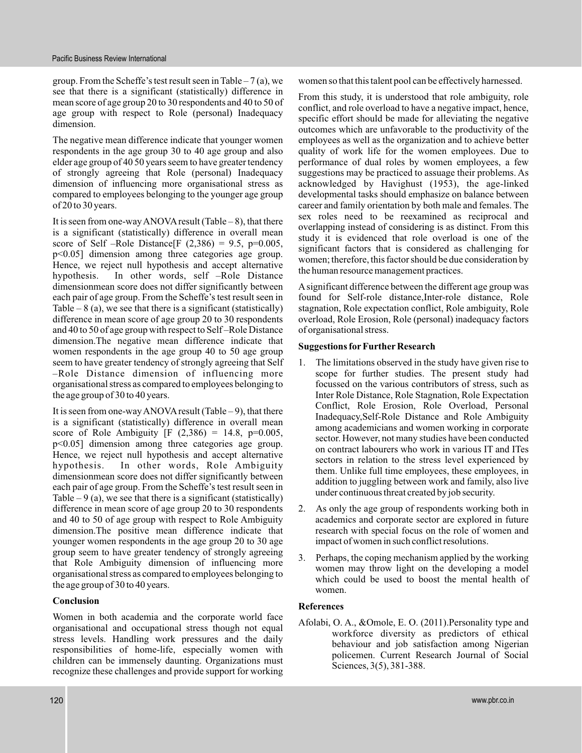group. From the Scheffe's test result seen in Table – 7 (a), we see that there is a significant (statistically) difference in mean score of age group 20 to 30 respondents and 40 to 50 of age group with respect to Role (personal) Inadequacy dimension.

The negative mean difference indicate that younger women respondents in the age group 30 to 40 age group and also elder age group of 40 50 years seem to have greater tendency of strongly agreeing that Role (personal) Inadequacy dimension of influencing more organisational stress as compared to employees belonging to the younger age group of 20 to 30 years.

It is seen from one-way ANOVA result (Table – 8), that there is a significant (statistically) difference in overall mean score of Self –Role Distance[$F\ (2,386) = 9.5$, $p=0.005$, $p<0.05$] dimension among three categories age group. Hence, we reject null hypothesis and accept alternative hypothesis. In other words, self –Role Distance dimensionmean score does not differ significantly between each pair of age group. From the Scheffe's test result seen in Table – 8 (a), we see that there is a significant (statistically) difference in mean score of age group 20 to 30 respondents and 40 to 50 of age group with respect to Self –Role Distance dimension.The negative mean difference indicate that women respondents in the age group 40 to 50 age group seem to have greater tendency of strongly agreeing that Self –Role Distance dimension of influencing more organisational stress as compared to employees belonging to the age group of 30 to 40 years.

It is seen from one-way ANOVA result (Table – 9), that there is a significant (statistically) difference in overall mean score of Role Ambiguity [$F\ (2,386) = 14.8$, $p=0.005$, $p<0.05$] dimension among three categories age group. Hence, we reject null hypothesis and accept alternative hypothesis. In other words, Role Ambiguity dimensionmean score does not differ significantly between each pair of age group. From the Scheffe's test result seen in Table – 9 (a), we see that there is a significant (statistically) difference in mean score of age group 20 to 30 respondents and 40 to 50 of age group with respect to Role Ambiguity dimension.The positive mean difference indicate that younger women respondents in the age group 20 to 30 age group seem to have greater tendency of strongly agreeing that Role Ambiguity dimension of influencing more organisational stress as compared to employees belonging to the age group of 30 to 40 years.

## Conclusion

Women in both academia and the corporate world face organisational and occupational stress though not equal stress levels. Handling work pressures and the daily responsibilities of home-life, especially women with children can be immensely daunting. Organizations must recognize these challenges and provide support for working women so that this talent pool can be effectively harnessed.

From this study, it is understood that role ambiguity, role conflict, and role overload to have a negative impact, hence, specific effort should be made for alleviating the negative outcomes which are unfavorable to the productivity of the employees as well as the organization and to achieve better quality of work life for the women employees. Due to performance of dual roles by women employees, a few suggestions may be practiced to assuage their problems. As acknowledged by Havighust (1953), the age-linked developmental tasks should emphasize on balance between career and family orientation by both male and females. The sex roles need to be reexamined as reciprocal and overlapping instead of considering is as distinct. From this study it is evidenced that role overload is one of the significant factors that is considered as challenging for women; therefore, this factor should be due consideration by the human resource management practices.

A significant difference between the different age group was found for Self-role distance,Inter-role distance, Role stagnation, Role expectation conflict, Role ambiguity, Role overload, Role Erosion, Role (personal) inadequacy factors of organisational stress.

## Suggestions for Further Research

1. The limitations observed in the study have given rise to scope for further studies. The present study had focussed on the various contributors of stress, such as Inter Role Distance, Role Stagnation, Role Expectation Conflict, Role Erosion, Role Overload, Personal Inadequacy,Self-Role Distance and Role Ambiguity among academicians and women working in corporate sector. However, not many studies have been conducted on contract labourers who work in various IT and ITes sectors in relation to the stress level experienced by them. Unlike full time employees, these employees, in addition to juggling between work and family, also live under continuous threat created by job security.
2. As only the age group of respondents working both in academics and corporate sector are explored in future research with special focus on the role of women and impact of women in such conflict resolutions.
3. Perhaps, the coping mechanism applied by the working women may throw light on the developing a model which could be used to boost the mental health of women.

## References

Afolabi, O. A., &Omole, E. O. (2011).Personality type and workforce diversity as predictors of ethical behaviour and job satisfaction among Nigerian policemen. Current Research Journal of Social Sciences, 3(5), 381-388.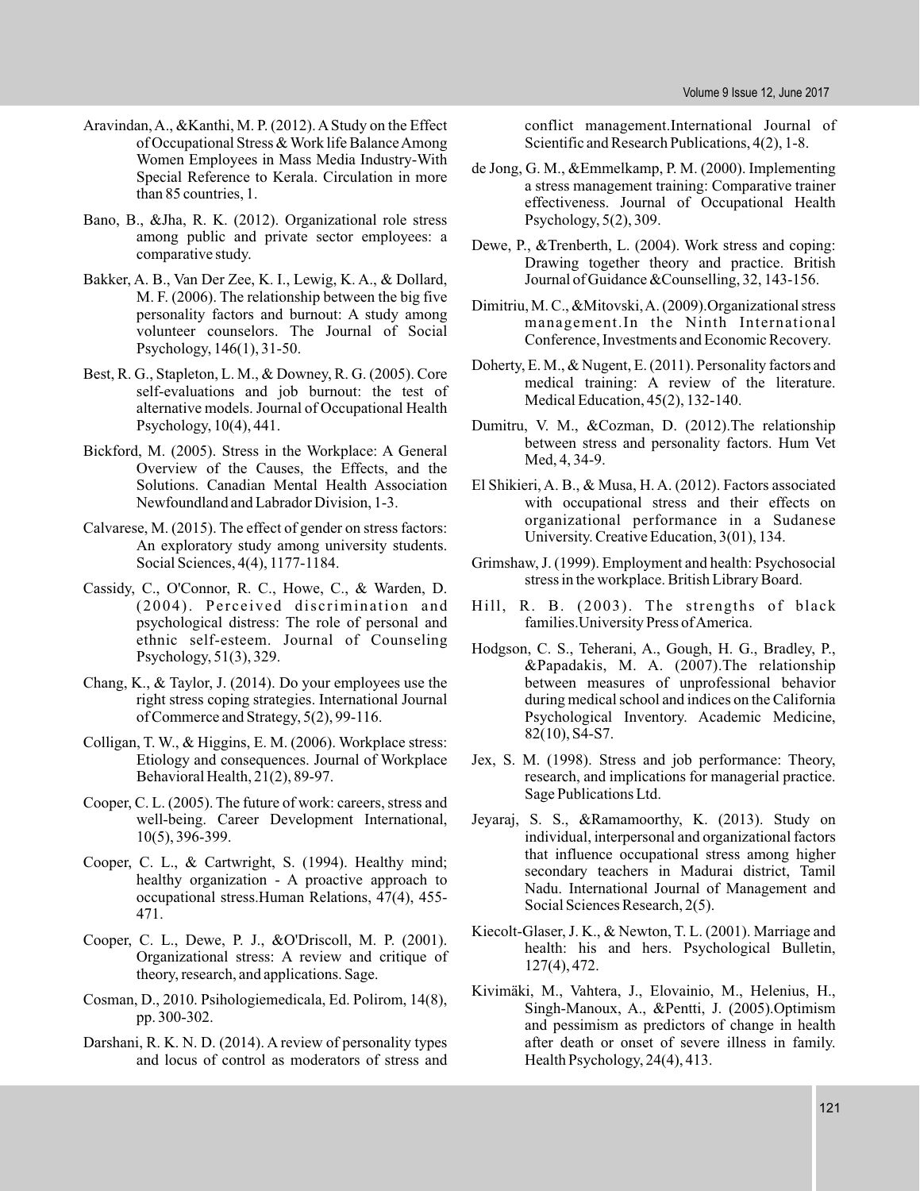Aravindan, A., &Kanthi, M. P. (2012). A Study on the Effect of Occupational Stress & Work life Balance Among Women Employees in Mass Media Industry-With Special Reference to Kerala. Circulation in more than 85 countries, 1.

Bano, B., &Jha, R. K. (2012). Organizational role stress among public and private sector employees: a comparative study.

Bakker, A. B., Van Der Zee, K. I., Lewig, K. A., & Dollard, M. F. (2006). The relationship between the big five personality factors and burnout: A study among volunteer counselors. The Journal of Social Psychology, 146(1), 31-50.

Best, R. G., Stapleton, L. M., & Downey, R. G. (2005). Core self-evaluations and job burnout: the test of alternative models. Journal of Occupational Health Psychology, 10(4), 441.

Bickford, M. (2005). Stress in the Workplace: A General Overview of the Causes, the Effects, and the Solutions. Canadian Mental Health Association Newfoundland and Labrador Division, 1-3.

Calvarese, M. (2015). The effect of gender on stress factors: An exploratory study among university students. Social Sciences, 4(4), 1177-1184.

Cassidy, C., O'Connor, R. C., Howe, C., & Warden, D. (2004). Perceived discrimination and psychological distress: The role of personal and ethnic self-esteem. Journal of Counseling Psychology, 51(3), 329.

Chang, K., & Taylor, J. (2014). Do your employees use the right stress coping strategies. International Journal of Commerce and Strategy, 5(2), 99-116.

Colligan, T. W., & Higgins, E. M. (2006). Workplace stress: Etiology and consequences. Journal of Workplace Behavioral Health, 21(2), 89-97.

Cooper, C. L. (2005). The future of work: careers, stress and well-being. Career Development International, 10(5), 396-399.

Cooper, C. L., & Cartwright, S. (1994). Healthy mind; healthy organization - A proactive approach to occupational stress.Human Relations, 47(4), 455-471.

Cooper, C. L., Dewe, P. J., &O'Driscoll, M. P. (2001). Organizational stress: A review and critique of theory, research, and applications. Sage.

Cosman, D., 2010. Psihologiemedicala, Ed. Polirom, 14(8), pp. 300-302.

Darshani, R. K. N. D. (2014). A review of personality types and locus of control as moderators of stress and conflict management.International Journal of Scientific and Research Publications, 4(2), 1-8.

de Jong, G. M., &Emmelkamp, P. M. (2000). Implementing a stress management training: Comparative trainer effectiveness. Journal of Occupational Health Psychology, 5(2), 309.

Dewe, P., &Trenberth, L. (2004). Work stress and coping: Drawing together theory and practice. British Journal of Guidance &Counselling, 32, 143-156.

Dimitriu, M. C., &Mitovski, A. (2009).Organizational stress management.In the Ninth International Conference, Investments and Economic Recovery.

Doherty, E. M., & Nugent, E. (2011). Personality factors and medical training: A review of the literature. Medical Education, 45(2), 132-140.

Dumitru, V. M., &Cozman, D. (2012).The relationship between stress and personality factors. Hum Vet Med, 4, 34-9.

El Shikieri, A. B., & Musa, H. A. (2012). Factors associated with occupational stress and their effects on organizational performance in a Sudanese University. Creative Education, 3(01), 134.

Grimshaw, J. (1999). Employment and health: Psychosocial stress in the workplace. British Library Board.

Hill, R. B. (2003). The strengths of black families.University Press of America.

Hodgson, C. S., Teherani, A., Gough, H. G., Bradley, P., &Papadakis, M. A. (2007).The relationship between measures of unprofessional behavior during medical school and indices on the California Psychological Inventory. Academic Medicine, 82(10), S4-S7.

Jex, S. M. (1998). Stress and job performance: Theory, research, and implications for managerial practice. Sage Publications Ltd.

Jeyaraj, S. S., &Ramamoorthy, K. (2013). Study on individual, interpersonal and organizational factors that influence occupational stress among higher secondary teachers in Madurai district, Tamil Nadu. International Journal of Management and Social Sciences Research, 2(5).

Kiecolt-Glaser, J. K., & Newton, T. L. (2001). Marriage and health: his and hers. Psychological Bulletin, 127(4), 472.

Kivimäki, M., Vahtera, J., Elovainio, M., Helenius, H., Singh-Manoux, A., &Pentti, J. (2005).Optimism and pessimism as predictors of change in health after death or onset of severe illness in family. Health Psychology, 24(4), 413.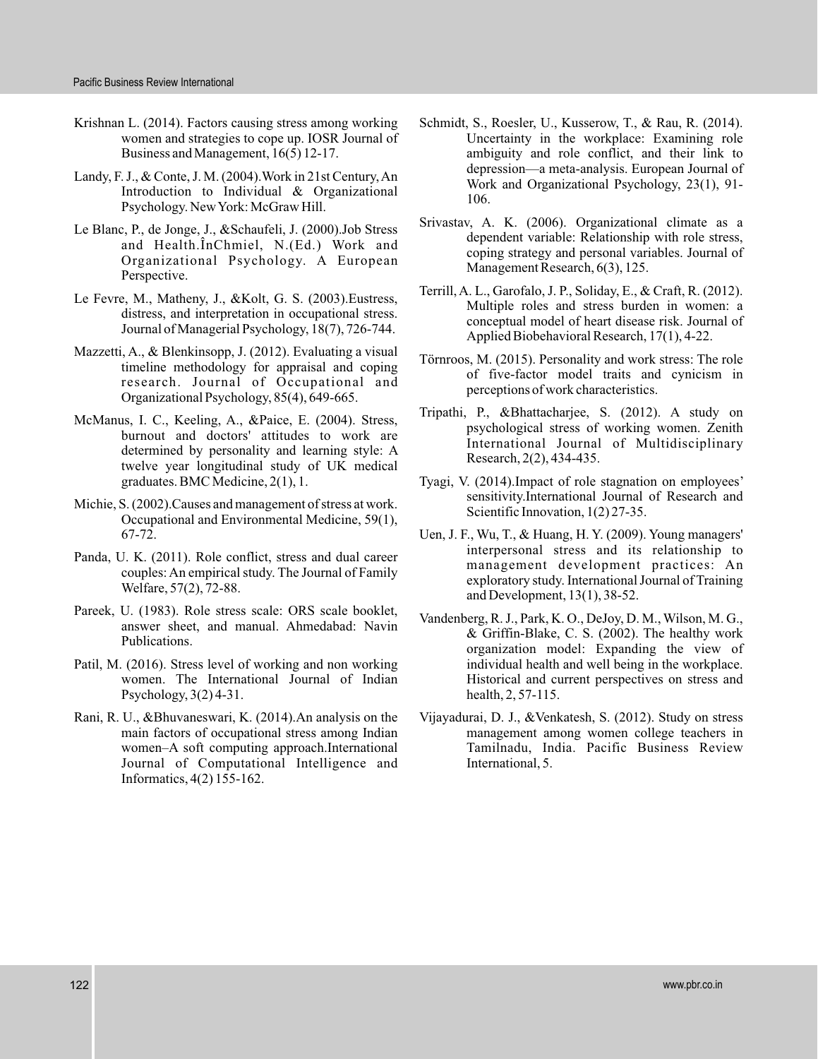Krishnan L. (2014). Factors causing stress among working women and strategies to cope up. IOSR Journal of Business and Management, 16(5) 12-17.

Landy, F. J., & Conte, J. M. (2004).Work in 21st Century, An Introduction to Individual & Organizational Psychology. New York: McGraw Hill.

Le Blanc, P., de Jonge, J., &Schaufeli, J. (2000).Job Stress and Health.ÎnChmiel, N.(Ed.) Work and Organizational Psychology. A European Perspective.

Le Fevre, M., Matheny, J., &Kolt, G. S. (2003).Eustress, distress, and interpretation in occupational stress. Journal of Managerial Psychology, 18(7), 726-744.

Mazzetti, A., & Blenkinsopp, J. (2012). Evaluating a visual timeline methodology for appraisal and coping research. Journal of Occupational and Organizational Psychology, 85(4), 649-665.

McManus, I. C., Keeling, A., &Paice, E. (2004). Stress, burnout and doctors' attitudes to work are determined by personality and learning style: A twelve year longitudinal study of UK medical graduates. BMC Medicine, 2(1), 1.

Michie, S. (2002).Causes and management of stress at work. Occupational and Environmental Medicine, 59(1), 67-72.

Panda, U. K. (2011). Role conflict, stress and dual career couples: An empirical study. The Journal of Family Welfare, 57(2), 72-88.

Pareek, U. (1983). Role stress scale: ORS scale booklet, answer sheet, and manual. Ahmedabad: Navin Publications.

Patil, M. (2016). Stress level of working and non working women. The International Journal of Indian Psychology, 3(2) 4-31.

Rani, R. U., &Bhuvaneswari, K. (2014).An analysis on the main factors of occupational stress among Indian women–A soft computing approach.International Journal of Computational Intelligence and Informatics, 4(2) 155-162.

Schmidt, S., Roesler, U., Kusserow, T., & Rau, R. (2014). Uncertainty in the workplace: Examining role ambiguity and role conflict, and their link to depression—a meta-analysis. European Journal of Work and Organizational Psychology, 23(1), 91-106.

Srivastav, A. K. (2006). Organizational climate as a dependent variable: Relationship with role stress, coping strategy and personal variables. Journal of Management Research, 6(3), 125.

Terrill, A. L., Garofalo, J. P., Soliday, E., & Craft, R. (2012). Multiple roles and stress burden in women: a conceptual model of heart disease risk. Journal of Applied Biobehavioral Research, 17(1), 4-22.

Törnroos, M. (2015). Personality and work stress: The role of five-factor model traits and cynicism in perceptions of work characteristics.

Tripathi, P., &Bhattacharjee, S. (2012). A study on psychological stress of working women. Zenith International Journal of Multidisciplinary Research, 2(2), 434-435.

Tyagi, V. (2014).Impact of role stagnation on employees' sensitivity.International Journal of Research and Scientific Innovation, 1(2) 27-35.

Uen, J. F., Wu, T., & Huang, H. Y. (2009). Young managers' interpersonal stress and its relationship to management development practices: An exploratory study. International Journal of Training and Development, 13(1), 38-52.

Vandenberg, R. J., Park, K. O., DeJoy, D. M., Wilson, M. G., & Griffin-Blake, C. S. (2002). The healthy work organization model: Expanding the view of individual health and well being in the workplace. Historical and current perspectives on stress and health, 2, 57-115.

Vijayadurai, D. J., &Venkatesh, S. (2012). Study on stress management among women college teachers in Tamilnadu, India. Pacific Business Review International, 5.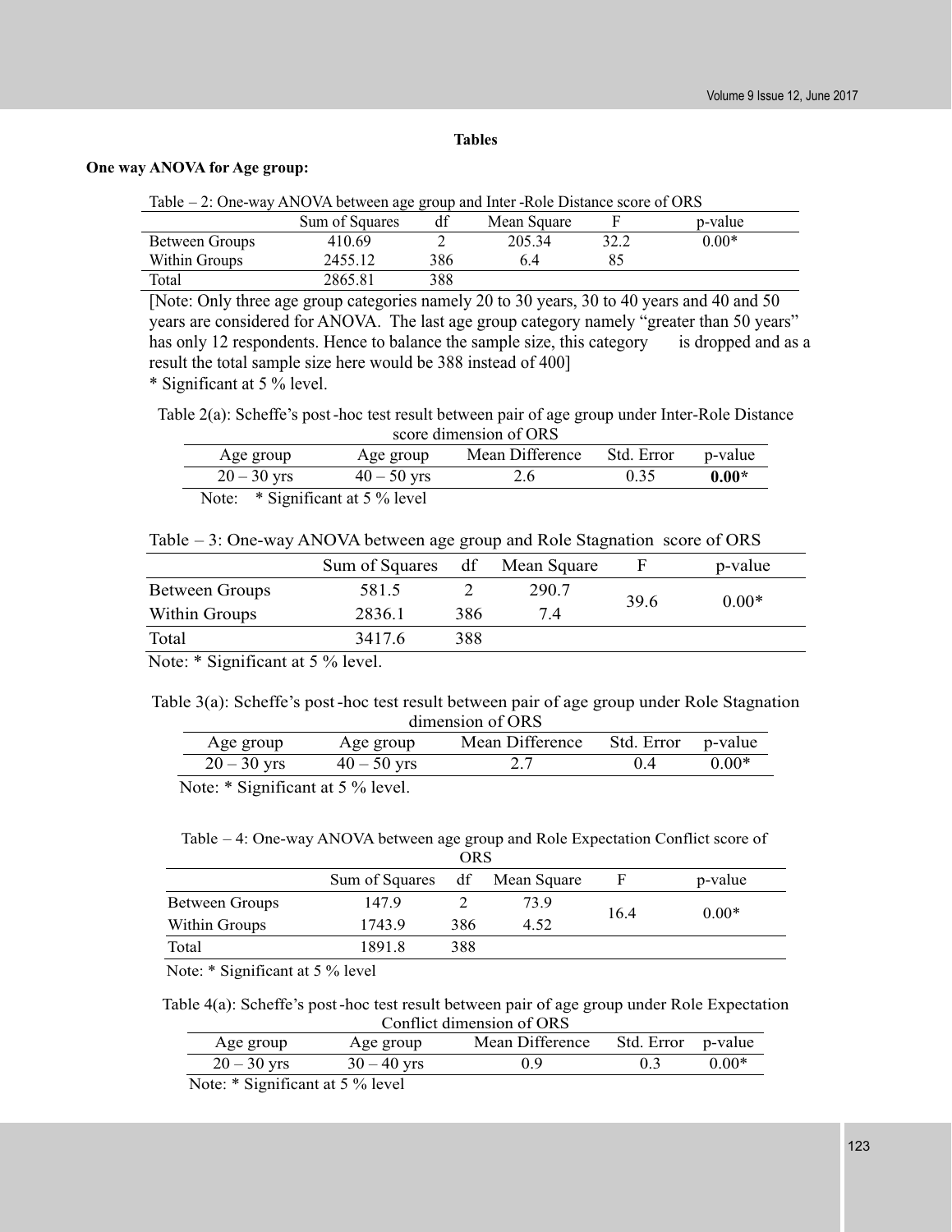**Tables**

**One way ANOVA for Age group:**

Table – 2: One-way ANOVA between age group and Inter -Role Distance score of ORS

| | Sum of Squares | df | Mean Square | F | p-value |
|---|---|---|---|---|---|
| Between Groups | 410.69 | 2 | 205.34 | 32.2 | 0.00* |
| Within Groups | 2455.12 | 386 | 6.4 | 85 | |
| Total | 2865.81 | 388 | | | |

[Note: Only three age group categories namely 20 to 30 years, 30 to 40 years and 40 and 50 years are considered for ANOVA. The last age group category namely "greater than 50 years" has only 12 respondents. Hence to balance the sample size, this category is dropped and as a result the total sample size here would be 388 instead of 400]

* Significant at 5 % level.

Table 2(a): Scheffe's post-hoc test result between pair of age group under Inter-Role Distance score dimension of ORS

| Age group | Age group | Mean Difference | Std. Error | p-value |
|---|---|---|---|---|
| 20 – 30 yrs | 40 – 50 yrs | 2.6 | 0.35 | **0.00*** |

Note: * Significant at 5 % level

Table – 3: One-way ANOVA between age group and Role Stagnation score of ORS

| | Sum of Squares | df | Mean Square | F | p-value |
|---|---|---|---|---|---|
| Between Groups | 581.5 | 2 | 290.7 | 39.6 | 0.00* |
| Within Groups | 2836.1 | 386 | 7.4 | | |
| Total | 3417.6 | 388 | | | |

Note: * Significant at 5 % level.

Table 3(a): Scheffe's post-hoc test result between pair of age group under Role Stagnation dimension of ORS

| Age group | Age group | Mean Difference | Std. Error | p-value |
|---|---|---|---|---|
| 20 – 30 yrs | 40 – 50 yrs | 2.7 | 0.4 | 0.00* |

Note: * Significant at 5 % level.

Table – 4: One-way ANOVA between age group and Role Expectation Conflict score of ORS

| | Sum of Squares | df | Mean Square | F | p-value |
|---|---|---|---|---|---|
| Between Groups | 147.9 | 2 | 73.9 | 16.4 | 0.00* |
| Within Groups | 1743.9 | 386 | 4.52 | | |
| Total | 1891.8 | 388 | | | |

Note: * Significant at 5 % level

Table 4(a): Scheffe's post-hoc test result between pair of age group under Role Expectation Conflict dimension of ORS

| Age group | Age group | Mean Difference | Std. Error | p-value |
|---|---|---|---|---|
| 20 – 30 yrs | 30 – 40 yrs | 0.9 | 0.3 | 0.00* |

Note: * Significant at 5 % level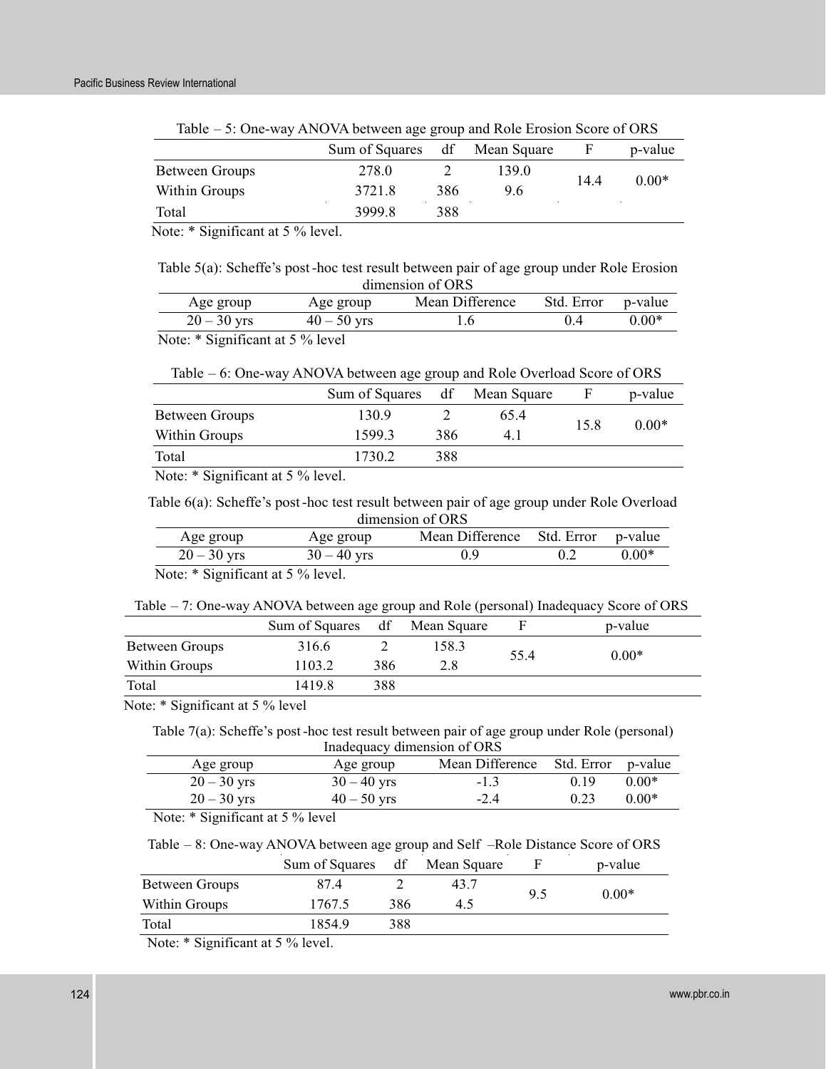Table – 5: One-way ANOVA between age group and Role Erosion Score of ORS

| | Sum of Squares | df | Mean Square | F | p-value |
|---|---|---|---|---|---|
| Between Groups | 278.0 | 2 | 139.0 | 14.4 | 0.00* |
| Within Groups | 3721.8 | 386 | 9.6 | | |
| Total | 3999.8 | 388 | | | |

Note: * Significant at 5 % level.

Table 5(a): Scheffe's post-hoc test result between pair of age group under Role Erosion dimension of ORS

| Age group | Age group | Mean Difference | Std. Error | p-value |
|---|---|---|---|---|
| 20 – 30 yrs | 40 – 50 yrs | 1.6 | 0.4 | 0.00* |

Note: * Significant at 5 % level

Table – 6: One-way ANOVA between age group and Role Overload Score of ORS

| | Sum of Squares | df | Mean Square | F | p-value |
|---|---|---|---|---|---|
| Between Groups | 130.9 | 2 | 65.4 | 15.8 | 0.00* |
| Within Groups | 1599.3 | 386 | 4.1 | | |
| Total | 1730.2 | 388 | | | |

Note: * Significant at 5 % level.

Table 6(a): Scheffe's post-hoc test result between pair of age group under Role Overload dimension of ORS

| Age group | Age group | Mean Difference | Std. Error | p-value |
|---|---|---|---|---|
| 20 – 30 yrs | 30 – 40 yrs | 0.9 | 0.2 | 0.00* |

Note: * Significant at 5 % level.

Table – 7: One-way ANOVA between age group and Role (personal) Inadequacy Score of ORS

| | Sum of Squares | df | Mean Square | F | p-value |
|---|---|---|---|---|---|
| Between Groups | 316.6 | 2 | 158.3 | 55.4 | 0.00* |
| Within Groups | 1103.2 | 386 | 2.8 | | |
| Total | 1419.8 | 388 | | | |

Note: * Significant at 5 % level

Table 7(a): Scheffe's post-hoc test result between pair of age group under Role (personal) Inadequacy dimension of ORS

| Age group | Age group | Mean Difference | Std. Error | p-value |
|---|---|---|---|---|
| 20 – 30 yrs | 30 – 40 yrs | -1.3 | 0.19 | 0.00* |
| 20 – 30 yrs | 40 – 50 yrs | -2.4 | 0.23 | 0.00* |

Note: * Significant at 5 % level

Table – 8: One-way ANOVA between age group and Self –Role Distance Score of ORS

| | Sum of Squares | df | Mean Square | F | p-value |
|---|---|---|---|---|---|
| Between Groups | 87.4 | 2 | 43.7 | 9.5 | 0.00* |
| Within Groups | 1767.5 | 386 | 4.5 | | |
| Total | 1854.9 | 388 | | | |

Note: * Significant at 5 % level.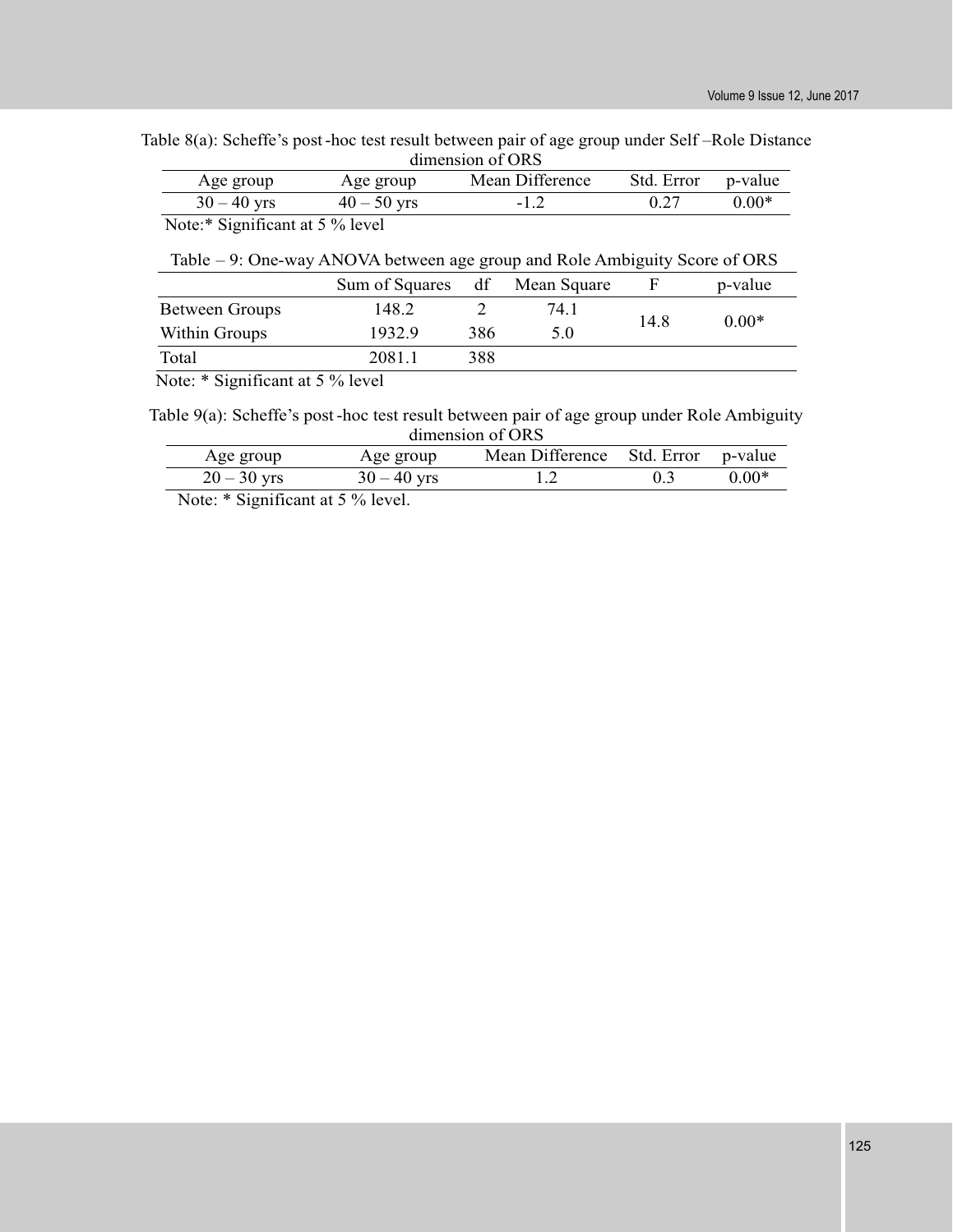Table 8(a): Scheffe's post-hoc test result between pair of age group under Self –Role Distance dimension of ORS

| Age group | Age group | Mean Difference | Std. Error | p-value |
|---|---|---|---|---|
| 30 – 40 yrs | 40 – 50 yrs | -1.2 | 0.27 | 0.00* |

Note:* Significant at 5 % level

Table – 9: One-way ANOVA between age group and Role Ambiguity Score of ORS

| | Sum of Squares | df | Mean Square | F | p-value |
|---|---|---|---|---|---|
| Between Groups | 148.2 | 2 | 74.1 | 14.8 | 0.00* |
| Within Groups | 1932.9 | 386 | 5.0 | | |
| Total | 2081.1 | 388 | | | |

Note: * Significant at 5 % level

Table 9(a): Scheffe's post-hoc test result between pair of age group under Role Ambiguity dimension of ORS

| Age group | Age group | Mean Difference | Std. Error | p-value |
|---|---|---|---|---|
| 20 – 30 yrs | 30 – 40 yrs | 1.2 | 0.3 | 0.00* |

Note: * Significant at 5 % level.